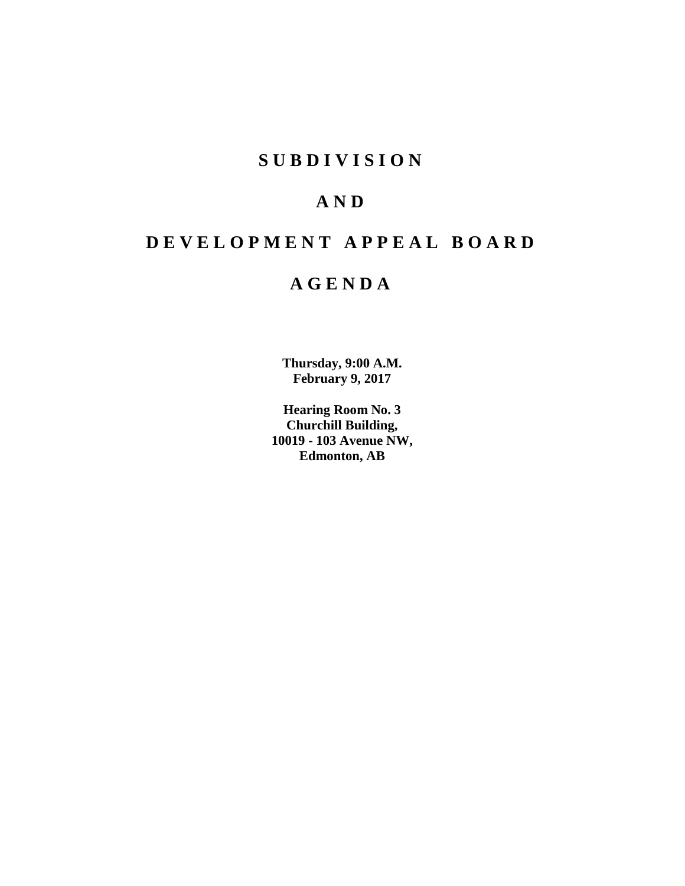# SUBDIVISION

# AND

# DEVELOPMENT APPEAL BOARD

# AGENDA

**Thursday, 9:00 A.M.**
**February 9, 2017**

**Hearing Room No. 3**
**Churchill Building,**
**10019 - 103 Avenue NW,**
**Edmonton, AB**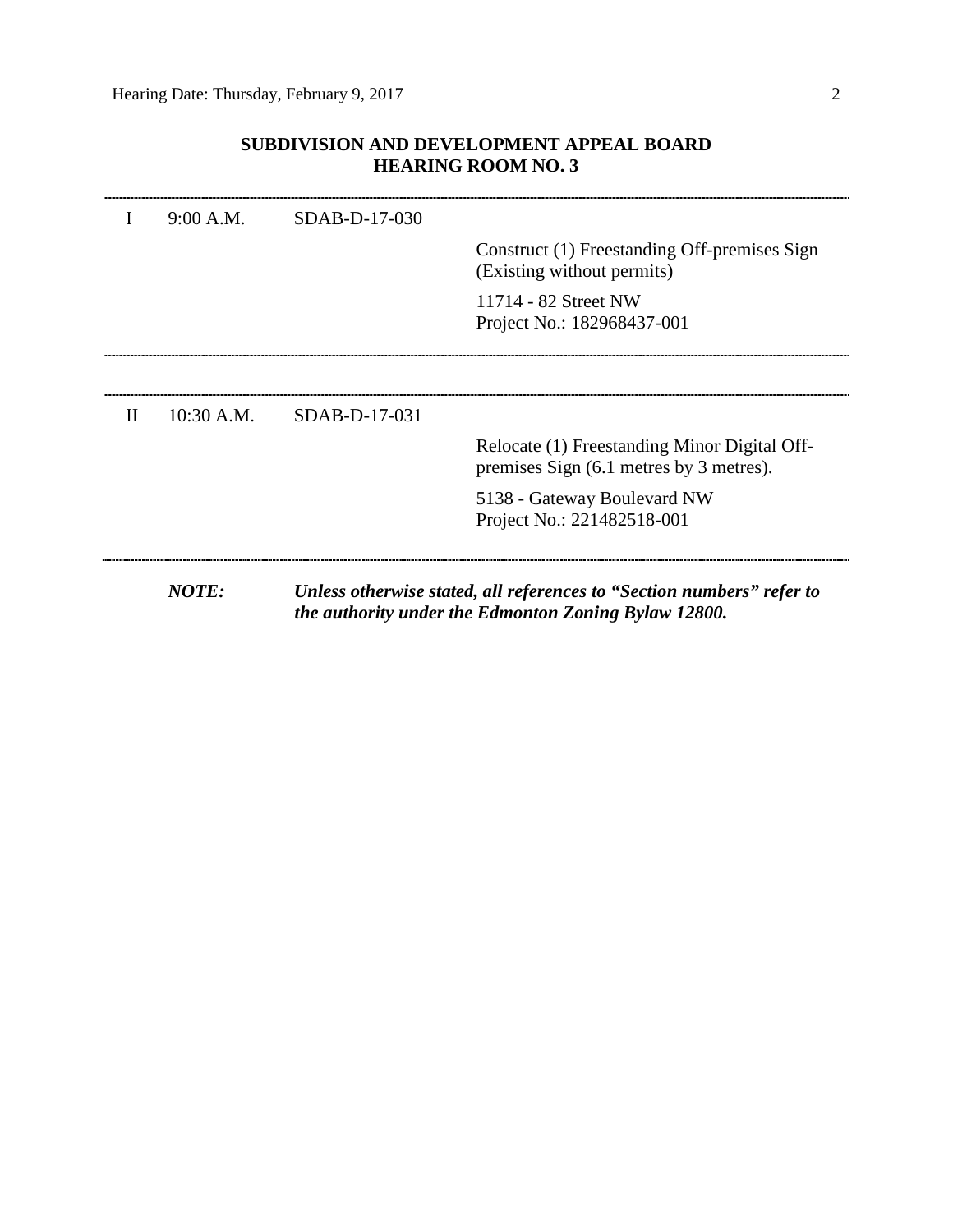## SUBDIVISION AND DEVELOPMENT APPEAL BOARD
## HEARING ROOM NO. 3

---

| | | | |
|---|---|---|---|
| I | 9:00 A.M. | SDAB-D-17-030 | |
| | | | Construct (1) Freestanding Off-premises Sign (Existing without permits) |
| | | | 11714 - 82 Street NW<br>Project No.: 182968437-001 |

---

---

| | | | |
|---|---|---|---|
| II | 10:30 A.M. | SDAB-D-17-031 | |
| | | | Relocate (1) Freestanding Minor Digital Off-premises Sign (6.1 metres by 3 metres). |
| | | | 5138 - Gateway Boulevard NW<br>Project No.: 221482518-001 |

---

***NOTE:*** ***Unless otherwise stated, all references to "Section numbers" refer to the authority under the Edmonton Zoning Bylaw 12800.***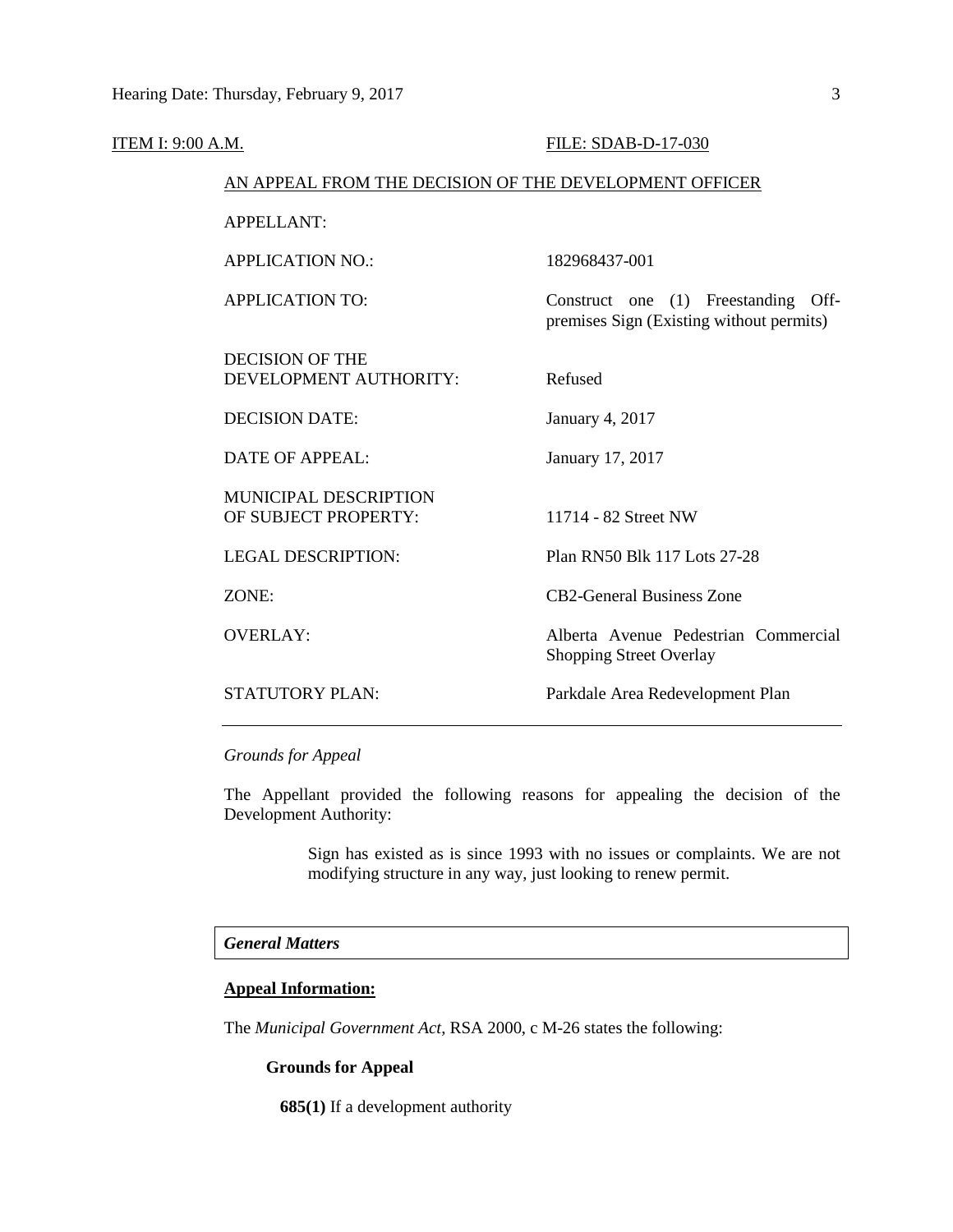ITEM I: 9:00 A.M. FILE: SDAB-D-17-030

AN APPEAL FROM THE DECISION OF THE DEVELOPMENT OFFICER

| | |
|---|---|
| APPELLANT: | |
| APPLICATION NO.: | 182968437-001 |
| APPLICATION TO: | Construct one (1) Freestanding Off-premises Sign (Existing without permits) |
| DECISION OF THE DEVELOPMENT AUTHORITY: | Refused |
| DECISION DATE: | January 4, 2017 |
| DATE OF APPEAL: | January 17, 2017 |
| MUNICIPAL DESCRIPTION OF SUBJECT PROPERTY: | 11714 - 82 Street NW |
| LEGAL DESCRIPTION: | Plan RN50 Blk 117 Lots 27-28 |
| ZONE: | CB2-General Business Zone |
| OVERLAY: | Alberta Avenue Pedestrian Commercial Shopping Street Overlay |
| STATUTORY PLAN: | Parkdale Area Redevelopment Plan |

*Grounds for Appeal*

The Appellant provided the following reasons for appealing the decision of the Development Authority:

> Sign has existed as is since 1993 with no issues or complaints. We are not modifying structure in any way, just looking to renew permit.

***General Matters***

**Appeal Information:**

The *Municipal Government Act*, RSA 2000, c M-26 states the following:

**Grounds for Appeal**

**685(1)** If a development authority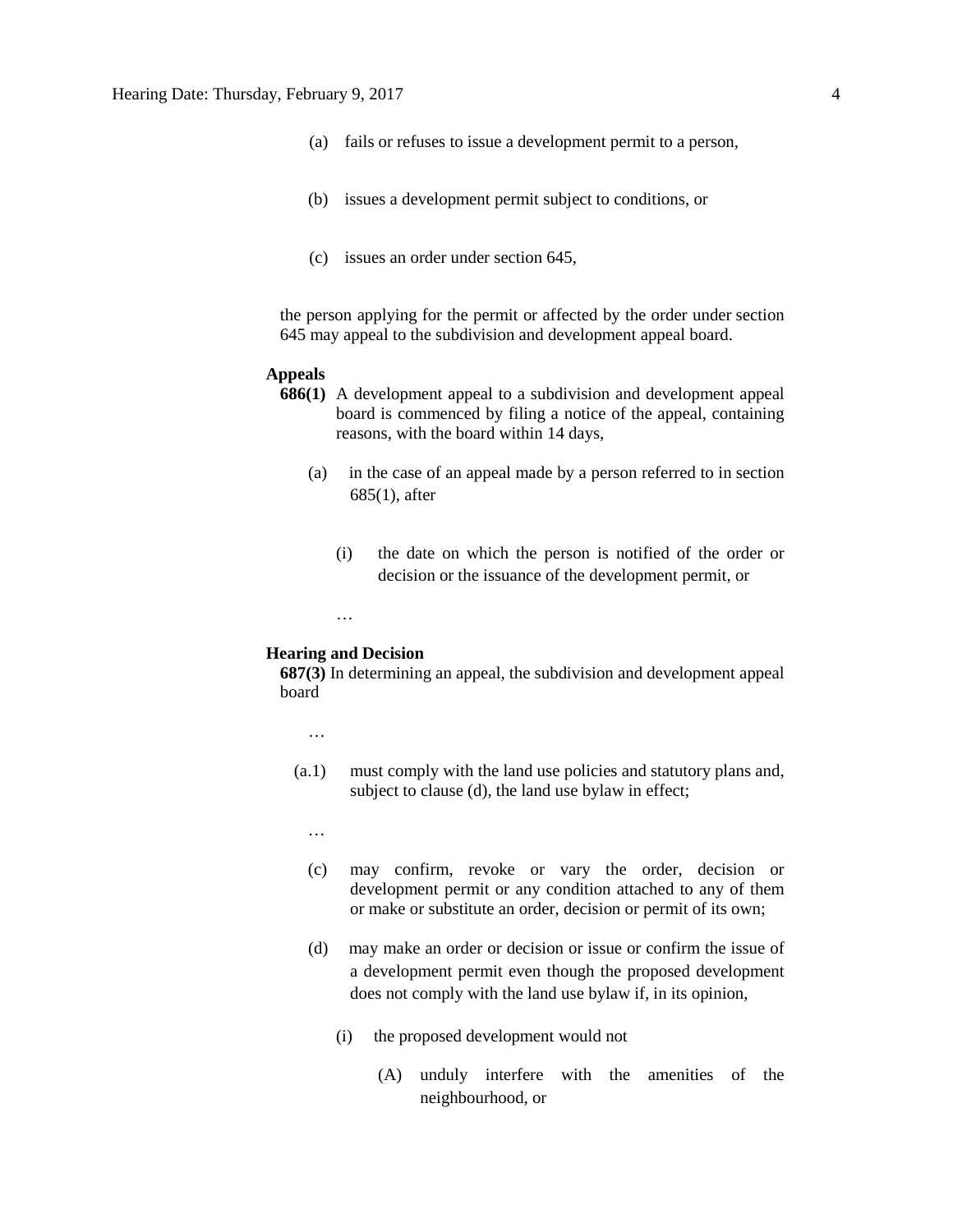(a) fails or refuses to issue a development permit to a person,

(b) issues a development permit subject to conditions, or

(c) issues an order under section 645,

the person applying for the permit or affected by the order under section 645 may appeal to the subdivision and development appeal board.

**Appeals**

**686(1)** A development appeal to a subdivision and development appeal board is commenced by filing a notice of the appeal, containing reasons, with the board within 14 days,

(a) in the case of an appeal made by a person referred to in section 685(1), after

(i) the date on which the person is notified of the order or decision or the issuance of the development permit, or

…

**Hearing and Decision**

**687(3)** In determining an appeal, the subdivision and development appeal board

…

(a.1) must comply with the land use policies and statutory plans and, subject to clause (d), the land use bylaw in effect;

…

(c) may confirm, revoke or vary the order, decision or development permit or any condition attached to any of them or make or substitute an order, decision or permit of its own;

(d) may make an order or decision or issue or confirm the issue of a development permit even though the proposed development does not comply with the land use bylaw if, in its opinion,

(i) the proposed development would not

(A) unduly interfere with the amenities of the neighbourhood, or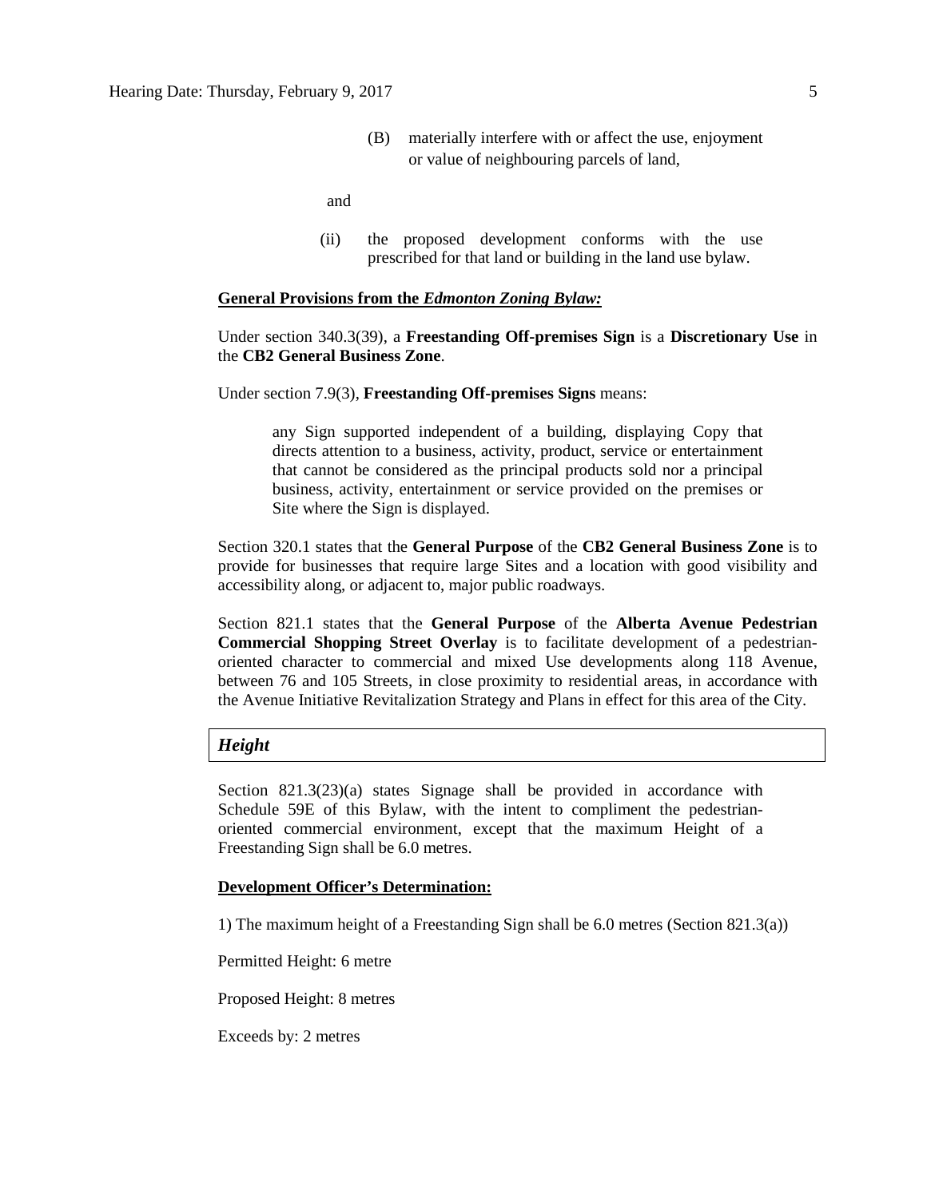(B) materially interfere with or affect the use, enjoyment or value of neighbouring parcels of land,

and

(ii) the proposed development conforms with the use prescribed for that land or building in the land use bylaw.

**General Provisions from the *Edmonton Zoning Bylaw:***

Under section 340.3(39), a **Freestanding Off-premises Sign** is a **Discretionary Use** in the **CB2 General Business Zone**.

Under section 7.9(3), **Freestanding Off-premises Signs** means:

> any Sign supported independent of a building, displaying Copy that directs attention to a business, activity, product, service or entertainment that cannot be considered as the principal products sold nor a principal business, activity, entertainment or service provided on the premises or Site where the Sign is displayed.

Section 320.1 states that the **General Purpose** of the **CB2 General Business Zone** is to provide for businesses that require large Sites and a location with good visibility and accessibility along, or adjacent to, major public roadways.

Section 821.1 states that the **General Purpose** of the **Alberta Avenue Pedestrian Commercial Shopping Street Overlay** is to facilitate development of a pedestrian-oriented character to commercial and mixed Use developments along 118 Avenue, between 76 and 105 Streets, in close proximity to residential areas, in accordance with the Avenue Initiative Revitalization Strategy and Plans in effect for this area of the City.

### *Height*

Section 821.3(23)(a) states Signage shall be provided in accordance with Schedule 59E of this Bylaw, with the intent to compliment the pedestrian-oriented commercial environment, except that the maximum Height of a Freestanding Sign shall be 6.0 metres.

**Development Officer's Determination:**

1) The maximum height of a Freestanding Sign shall be 6.0 metres (Section 821.3(a))

Permitted Height: 6 metre

Proposed Height: 8 metres

Exceeds by: 2 metres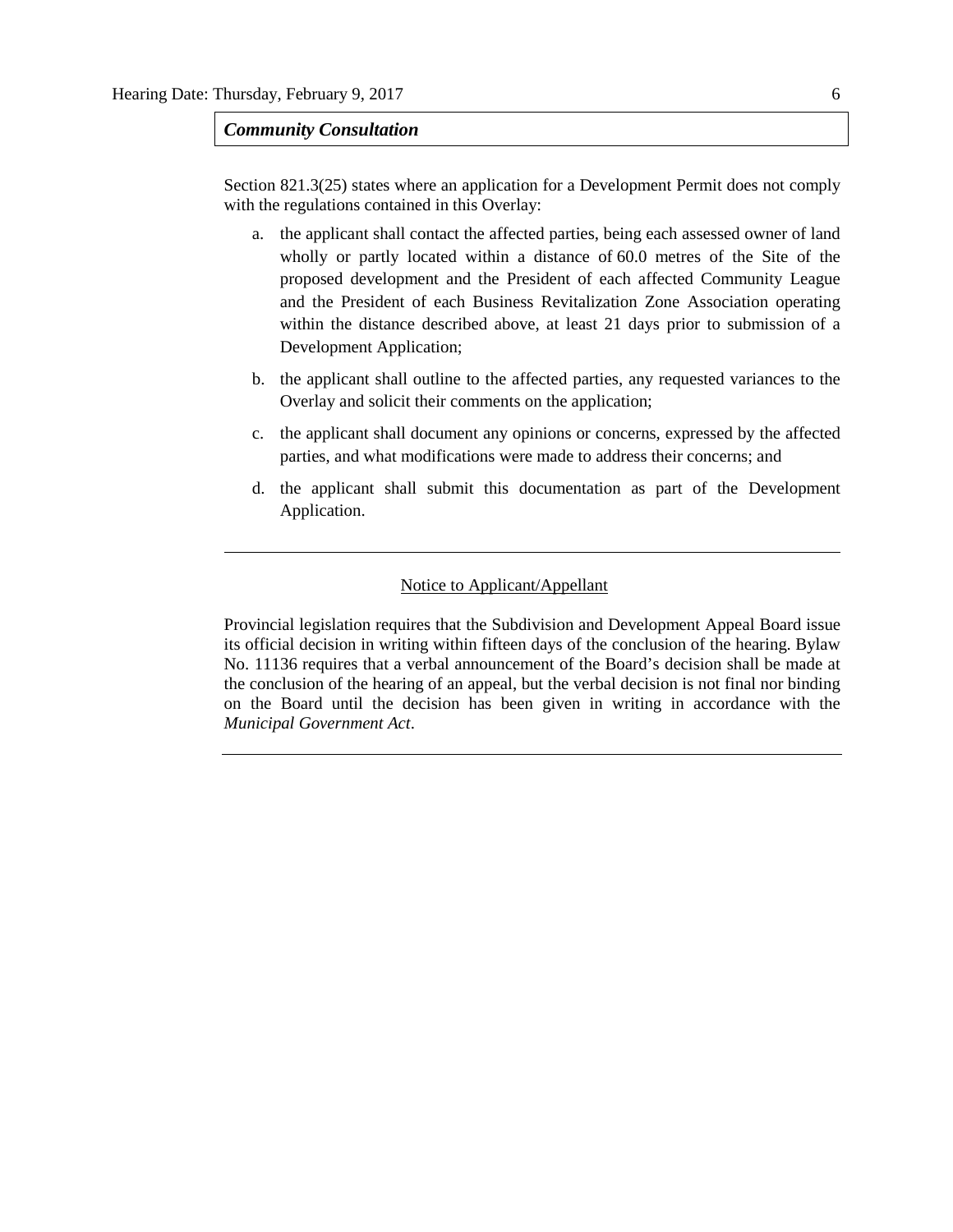***Community Consultation***

Section 821.3(25) states where an application for a Development Permit does not comply with the regulations contained in this Overlay:

a. the applicant shall contact the affected parties, being each assessed owner of land wholly or partly located within a distance of 60.0 metres of the Site of the proposed development and the President of each affected Community League and the President of each Business Revitalization Zone Association operating within the distance described above, at least 21 days prior to submission of a Development Application;

b. the applicant shall outline to the affected parties, any requested variances to the Overlay and solicit their comments on the application;

c. the applicant shall document any opinions or concerns, expressed by the affected parties, and what modifications were made to address their concerns; and

d. the applicant shall submit this documentation as part of the Development Application.

---

Notice to Applicant/Appellant

Provincial legislation requires that the Subdivision and Development Appeal Board issue its official decision in writing within fifteen days of the conclusion of the hearing. Bylaw No. 11136 requires that a verbal announcement of the Board's decision shall be made at the conclusion of the hearing of an appeal, but the verbal decision is not final nor binding on the Board until the decision has been given in writing in accordance with the *Municipal Government Act*.

---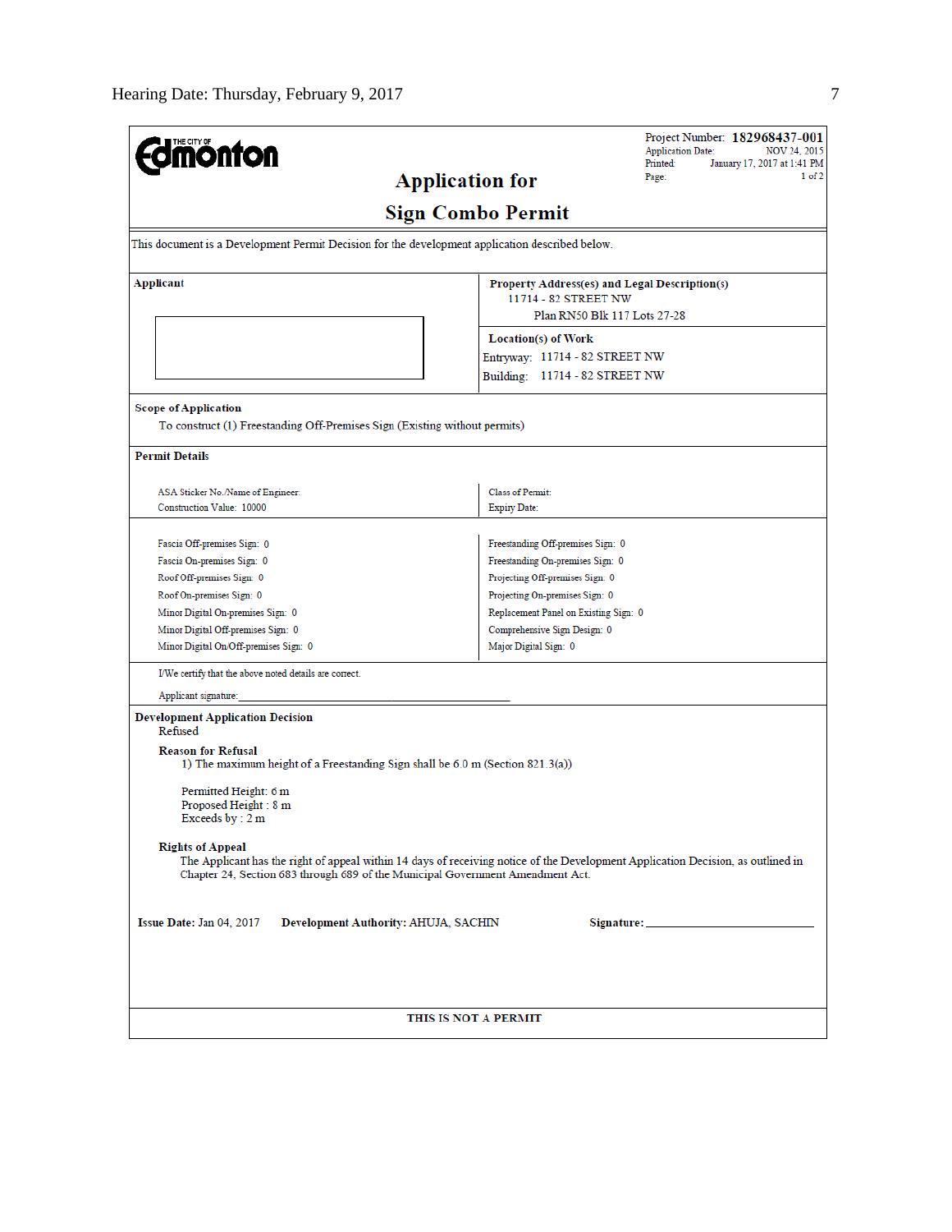Hearing Date: Thursday, February 9, 2017

THE CITY OF Edmonton

# Application for
# Sign Combo Permit

Project Number: **182968437-001**
Application Date: NOV 24, 2015
Printed: January 17, 2017 at 1:41 PM
Page: 1 of 2

This document is a Development Permit Decision for the development application described below.

**Applicant**

**Property Address(es) and Legal Description(s)**
11714 - 82 STREET NW
Plan RN50 Blk 117 Lots 27-28

**Location(s) of Work**
Entryway: 11714 - 82 STREET NW
Building: 11714 - 82 STREET NW

**Scope of Application**
To construct (1) Freestanding Off-Premises Sign (Existing without permits)

**Permit Details**

| | |
|---|---|
| ASA Sticker No./Name of Engineer: | Class of Permit: |
| Construction Value: 10000 | Expiry Date: |

| | |
|---|---|
| Fascia Off-premises Sign: 0 | Freestanding Off-premises Sign: 0 |
| Fascia On-premises Sign: 0 | Freestanding On-premises Sign: 0 |
| Roof Off-premises Sign: 0 | Projecting Off-premises Sign: 0 |
| Roof On-premises Sign: 0 | Projecting On-premises Sign: 0 |
| Minor Digital On-premises Sign: 0 | Replacement Panel on Existing Sign: 0 |
| Minor Digital Off-premises Sign: 0 | Comprehensive Sign Design: 0 |
| Minor Digital On/Off-premises Sign: 0 | Major Digital Sign: 0 |

I/We certify that the above noted details are correct.

Applicant signature: ____________________

**Development Application Decision**
Refused

**Reason for Refusal**
1) The maximum height of a Freestanding Sign shall be 6.0 m (Section 821.3(a))

Permitted Height: 6 m
Proposed Height : 8 m
Exceeds by : 2 m

**Rights of Appeal**
The Applicant has the right of appeal within 14 days of receiving notice of the Development Application Decision, as outlined in Chapter 24, Section 683 through 689 of the Municipal Government Amendment Act.

**Issue Date:** Jan 04, 2017 **Development Authority:** AHUJA, SACHIN **Signature:** ____________________

**THIS IS NOT A PERMIT**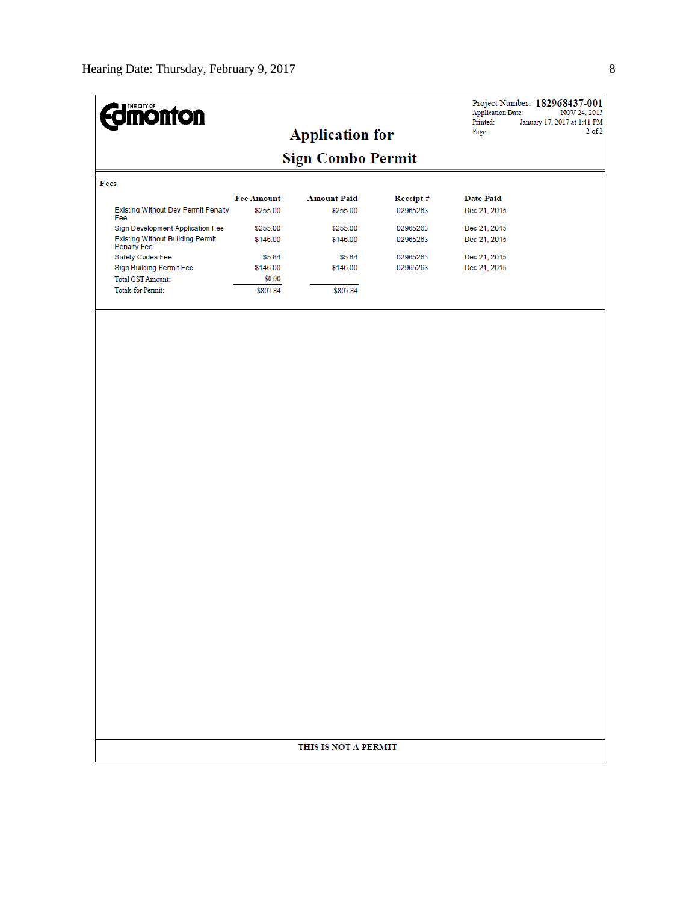The City of Edmonton

Project Number: **182968437-001**
Application Date: NOV 24, 2015
Printed: January 17, 2017 at 1:41 PM
Page: 2 of 2

# Application for Sign Combo Permit

**Fees**

| | Fee Amount | Amount Paid | Receipt # | Date Paid |
|---|---|---|---|---|
| Existing Without Dev Permit Penalty Fee | $255.00 | $255.00 | 02965263 | Dec 21, 2015 |
| Sign Development Application Fee | $255.00 | $255.00 | 02965263 | Dec 21, 2015 |
| Existing Without Building Permit Penalty Fee | $146.00 | $146.00 | 02965263 | Dec 21, 2015 |
| Safety Codes Fee | $5.84 | $5.84 | 02965263 | Dec 21, 2015 |
| Sign Building Permit Fee | $146.00 | $146.00 | 02965263 | Dec 21, 2015 |
| Total GST Amount: | $0.00 | | | |
| Totals for Permit: | $807.84 | $807.84 | | |

**THIS IS NOT A PERMIT**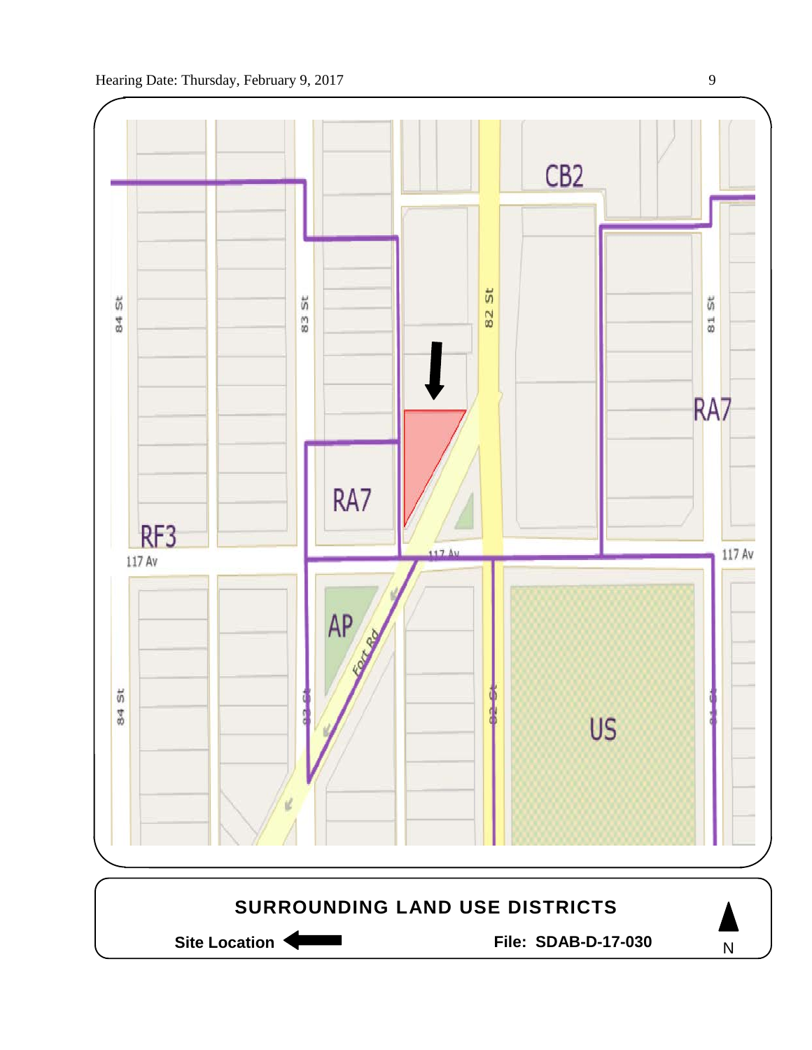CB2

84 St

83 St

82 St

81 St

RA7

RA7

RF3

117 Av

117 Av

117 Av

AP

Fort Rd

84 St

83 St

82 St

81 St

US

**SURROUNDING LAND USE DISTRICTS**

**Site Location** ⟵

**File: SDAB-D-17-030**

N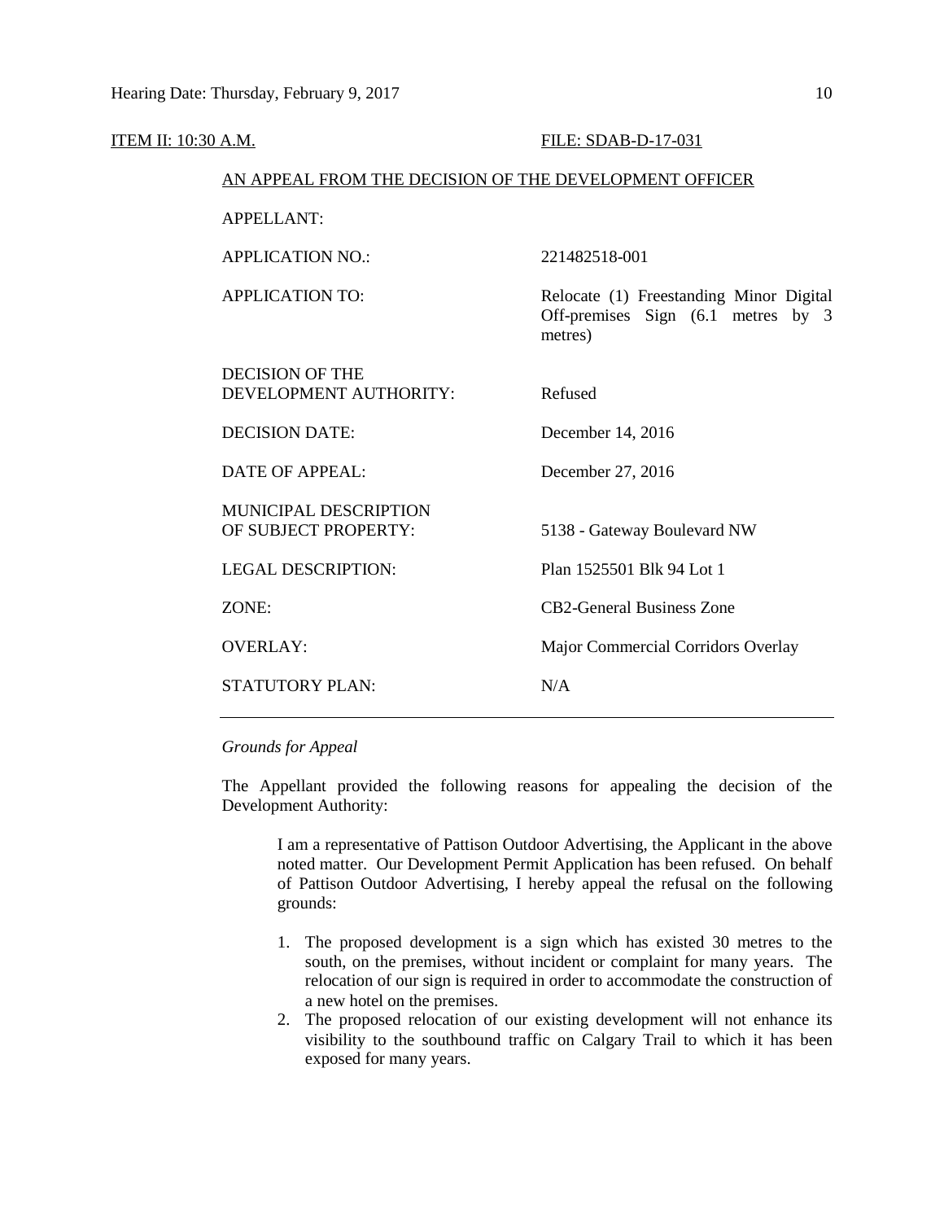ITEM II: 10:30 A.M. FILE: SDAB-D-17-031

AN APPEAL FROM THE DECISION OF THE DEVELOPMENT OFFICER

| | |
|---|---|
| APPELLANT: | |
| APPLICATION NO.: | 221482518-001 |
| APPLICATION TO: | Relocate (1) Freestanding Minor Digital Off-premises Sign (6.1 metres by 3 metres) |
| DECISION OF THE DEVELOPMENT AUTHORITY: | Refused |
| DECISION DATE: | December 14, 2016 |
| DATE OF APPEAL: | December 27, 2016 |
| MUNICIPAL DESCRIPTION OF SUBJECT PROPERTY: | 5138 - Gateway Boulevard NW |
| LEGAL DESCRIPTION: | Plan 1525501 Blk 94 Lot 1 |
| ZONE: | CB2-General Business Zone |
| OVERLAY: | Major Commercial Corridors Overlay |
| STATUTORY PLAN: | N/A |

---

*Grounds for Appeal*

The Appellant provided the following reasons for appealing the decision of the Development Authority:

> I am a representative of Pattison Outdoor Advertising, the Applicant in the above noted matter. Our Development Permit Application has been refused. On behalf of Pattison Outdoor Advertising, I hereby appeal the refusal on the following grounds:
>
> 1. The proposed development is a sign which has existed 30 metres to the south, on the premises, without incident or complaint for many years. The relocation of our sign is required in order to accommodate the construction of a new hotel on the premises.
> 2. The proposed relocation of our existing development will not enhance its visibility to the southbound traffic on Calgary Trail to which it has been exposed for many years.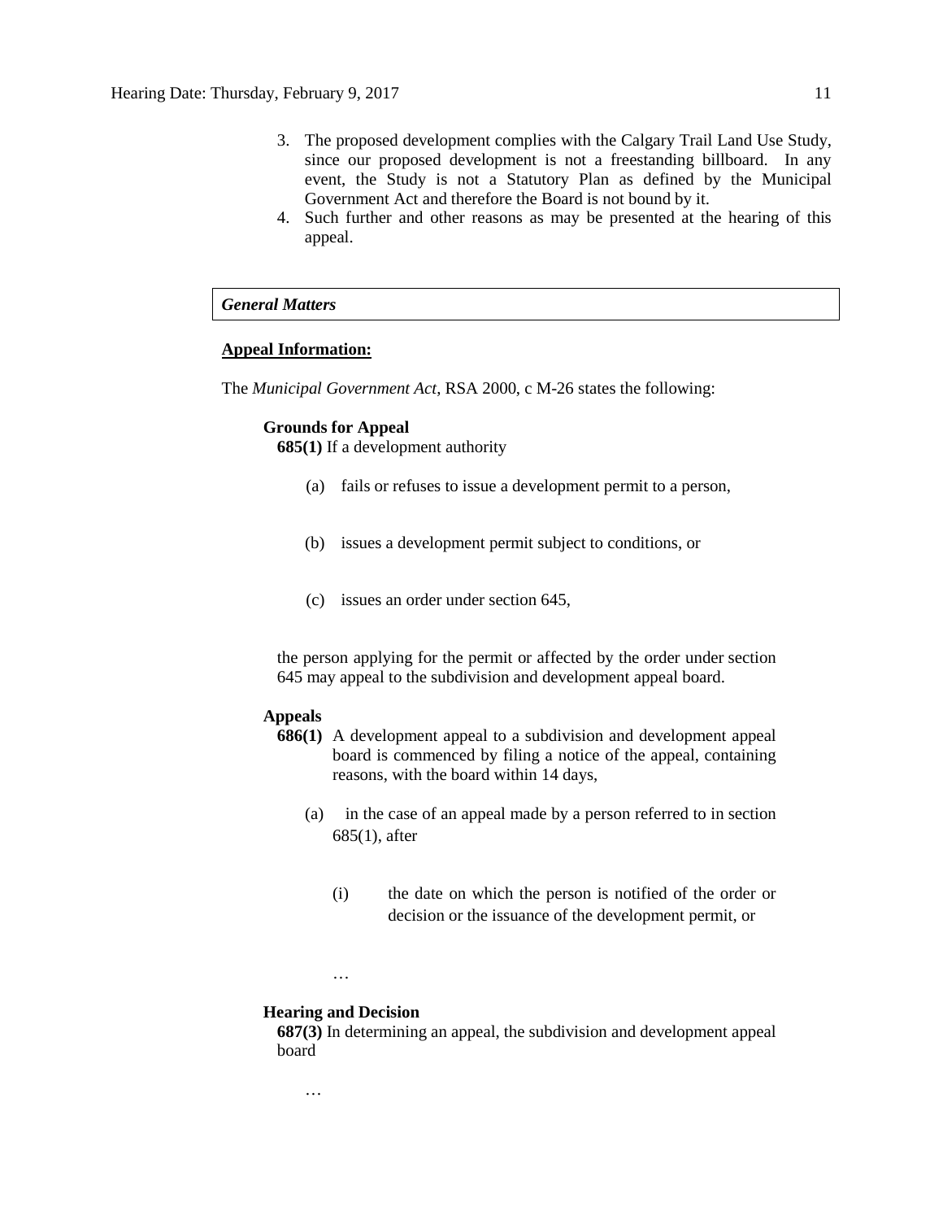3. The proposed development complies with the Calgary Trail Land Use Study, since our proposed development is not a freestanding billboard. In any event, the Study is not a Statutory Plan as defined by the Municipal Government Act and therefore the Board is not bound by it.
4. Such further and other reasons as may be presented at the hearing of this appeal.

***General Matters***

**Appeal Information:**

The *Municipal Government Act*, RSA 2000, c M-26 states the following:

**Grounds for Appeal**

**685(1)** If a development authority

(a) fails or refuses to issue a development permit to a person,

(b) issues a development permit subject to conditions, or

(c) issues an order under section 645,

the person applying for the permit or affected by the order under section 645 may appeal to the subdivision and development appeal board.

**Appeals**

**686(1)** A development appeal to a subdivision and development appeal board is commenced by filing a notice of the appeal, containing reasons, with the board within 14 days,

(a) in the case of an appeal made by a person referred to in section 685(1), after

(i) the date on which the person is notified of the order or decision or the issuance of the development permit, or

…

**Hearing and Decision**

**687(3)** In determining an appeal, the subdivision and development appeal board

…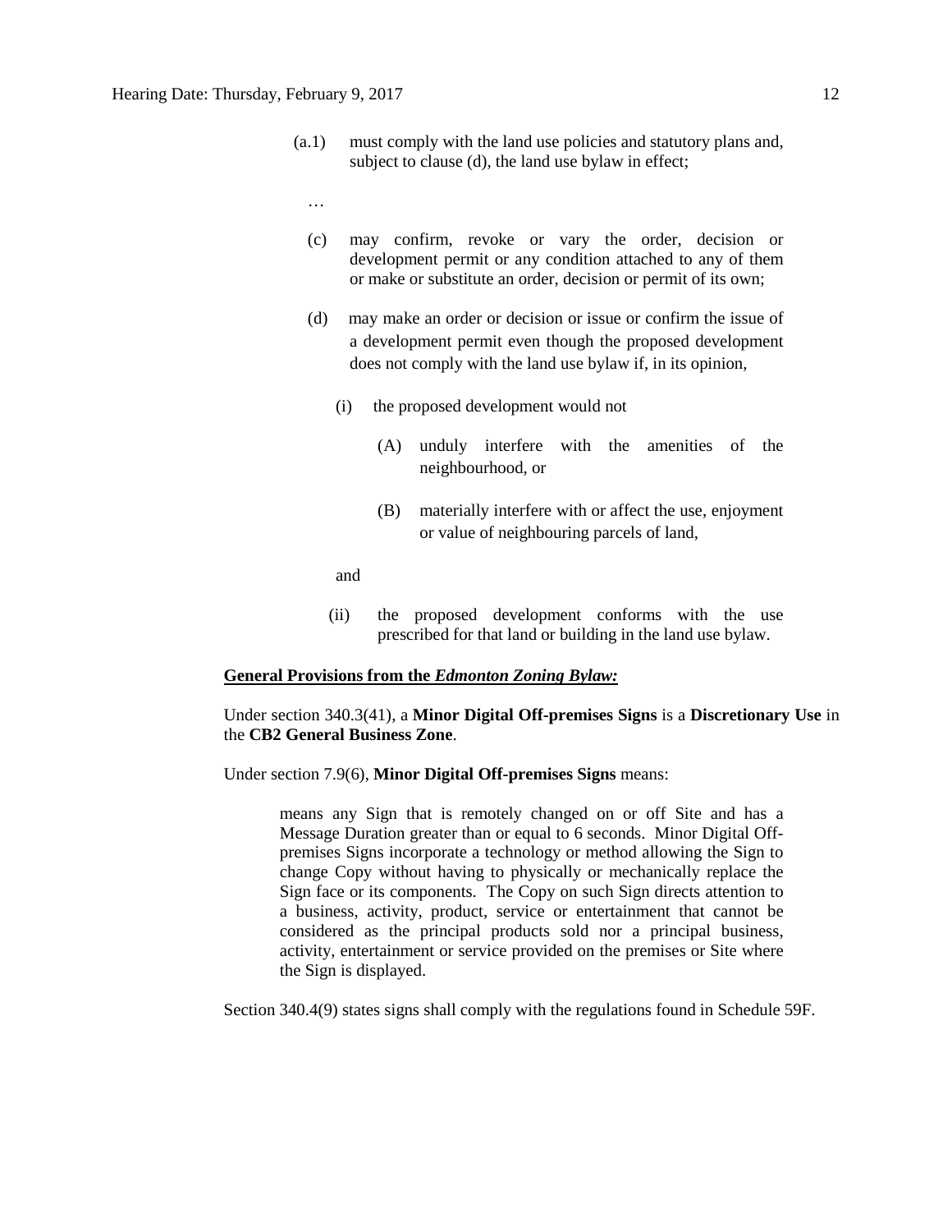(a.1) must comply with the land use policies and statutory plans and, subject to clause (d), the land use bylaw in effect;

…

(c) may confirm, revoke or vary the order, decision or development permit or any condition attached to any of them or make or substitute an order, decision or permit of its own;

(d) may make an order or decision or issue or confirm the issue of a development permit even though the proposed development does not comply with the land use bylaw if, in its opinion,

(i) the proposed development would not

(A) unduly interfere with the amenities of the neighbourhood, or

(B) materially interfere with or affect the use, enjoyment or value of neighbouring parcels of land,

and

(ii) the proposed development conforms with the use prescribed for that land or building in the land use bylaw.

**General Provisions from the *Edmonton Zoning Bylaw:***

Under section 340.3(41), a **Minor Digital Off-premises Signs** is a **Discretionary Use** in the **CB2 General Business Zone**.

Under section 7.9(6), **Minor Digital Off-premises Signs** means:

> means any Sign that is remotely changed on or off Site and has a Message Duration greater than or equal to 6 seconds. Minor Digital Off-premises Signs incorporate a technology or method allowing the Sign to change Copy without having to physically or mechanically replace the Sign face or its components. The Copy on such Sign directs attention to a business, activity, product, service or entertainment that cannot be considered as the principal products sold nor a principal business, activity, entertainment or service provided on the premises or Site where the Sign is displayed.

Section 340.4(9) states signs shall comply with the regulations found in Schedule 59F.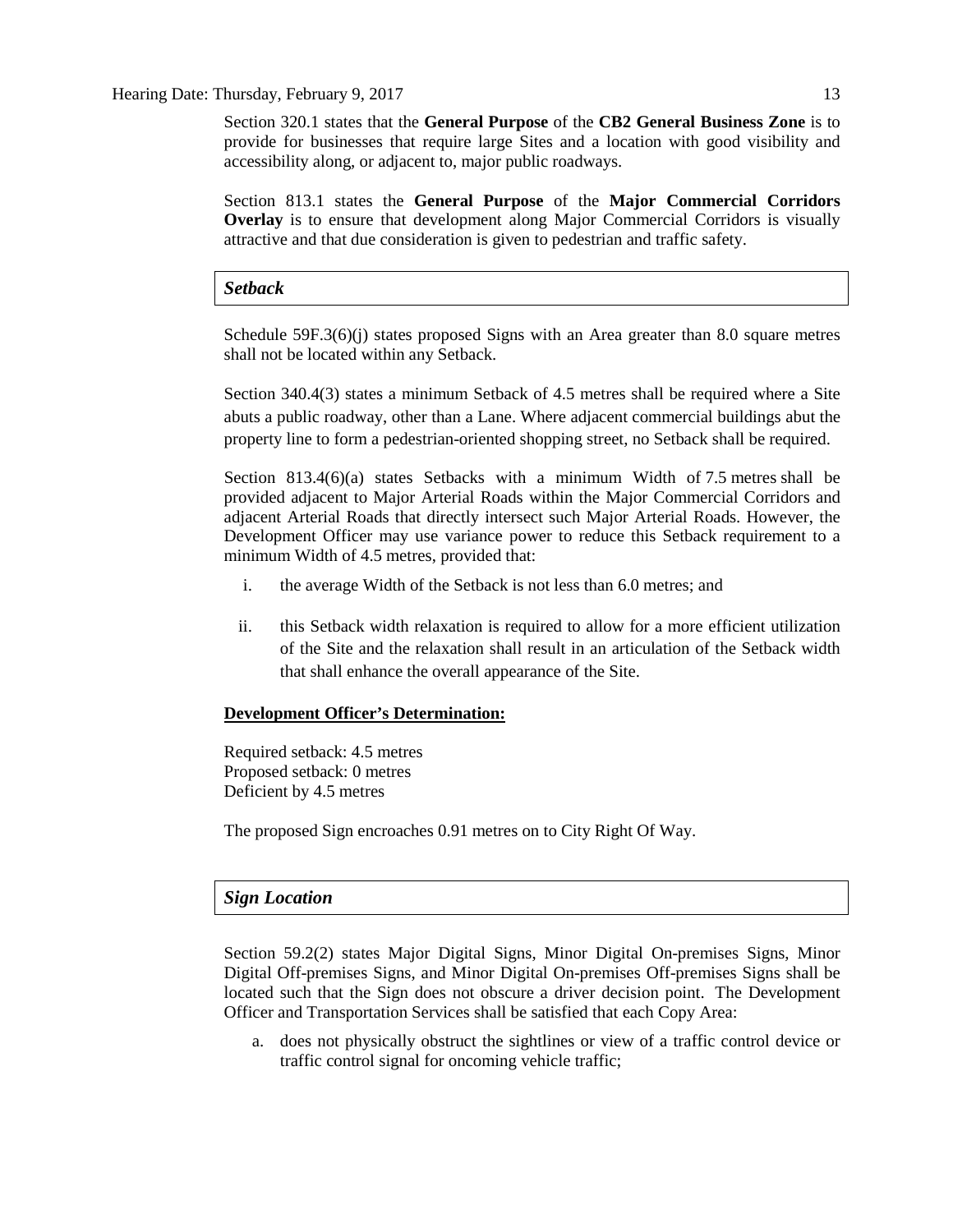Section 320.1 states that the **General Purpose** of the **CB2 General Business Zone** is to provide for businesses that require large Sites and a location with good visibility and accessibility along, or adjacent to, major public roadways.

Section 813.1 states the **General Purpose** of the **Major Commercial Corridors Overlay** is to ensure that development along Major Commercial Corridors is visually attractive and that due consideration is given to pedestrian and traffic safety.

### *Setback*

Schedule 59F.3(6)(j) states proposed Signs with an Area greater than 8.0 square metres shall not be located within any Setback.

Section 340.4(3) states a minimum Setback of 4.5 metres shall be required where a Site abuts a public roadway, other than a Lane. Where adjacent commercial buildings abut the property line to form a pedestrian-oriented shopping street, no Setback shall be required.

Section 813.4(6)(a) states Setbacks with a minimum Width of 7.5 metres shall be provided adjacent to Major Arterial Roads within the Major Commercial Corridors and adjacent Arterial Roads that directly intersect such Major Arterial Roads. However, the Development Officer may use variance power to reduce this Setback requirement to a minimum Width of 4.5 metres, provided that:

i. the average Width of the Setback is not less than 6.0 metres; and

ii. this Setback width relaxation is required to allow for a more efficient utilization of the Site and the relaxation shall result in an articulation of the Setback width that shall enhance the overall appearance of the Site.

**Development Officer's Determination:**

Required setback: 4.5 metres
Proposed setback: 0 metres
Deficient by 4.5 metres

The proposed Sign encroaches 0.91 metres on to City Right Of Way.

### *Sign Location*

Section 59.2(2) states Major Digital Signs, Minor Digital On-premises Signs, Minor Digital Off-premises Signs, and Minor Digital On-premises Off-premises Signs shall be located such that the Sign does not obscure a driver decision point. The Development Officer and Transportation Services shall be satisfied that each Copy Area:

a. does not physically obstruct the sightlines or view of a traffic control device or traffic control signal for oncoming vehicle traffic;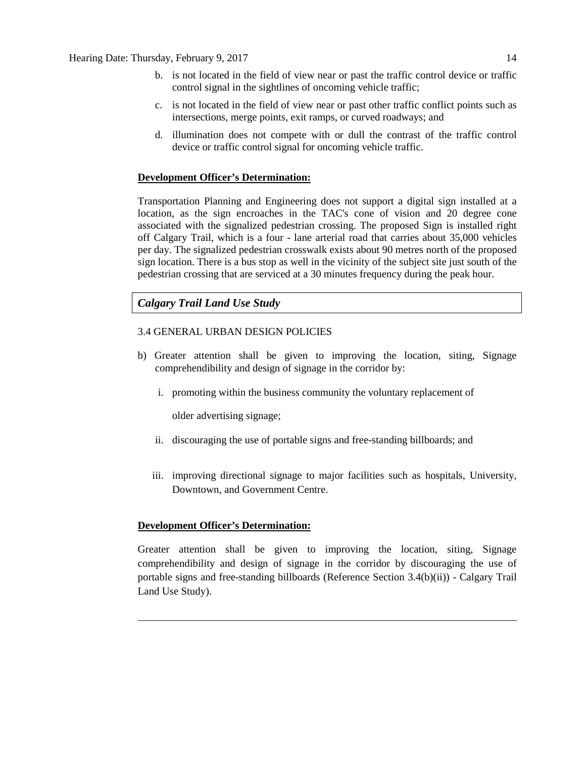b. is not located in the field of view near or past the traffic control device or traffic control signal in the sightlines of oncoming vehicle traffic;

c. is not located in the field of view near or past other traffic conflict points such as intersections, merge points, exit ramps, or curved roadways; and

d. illumination does not compete with or dull the contrast of the traffic control device or traffic control signal for oncoming vehicle traffic.

**Development Officer's Determination:**

Transportation Planning and Engineering does not support a digital sign installed at a location, as the sign encroaches in the TAC's cone of vision and 20 degree cone associated with the signalized pedestrian crossing. The proposed Sign is installed right off Calgary Trail, which is a four - lane arterial road that carries about 35,000 vehicles per day. The signalized pedestrian crosswalk exists about 90 metres north of the proposed sign location. There is a bus stop as well in the vicinity of the subject site just south of the pedestrian crossing that are serviced at a 30 minutes frequency during the peak hour.

***Calgary Trail Land Use Study***

3.4 GENERAL URBAN DESIGN POLICIES

b) Greater attention shall be given to improving the location, siting, Signage comprehendibility and design of signage in the corridor by:

  i. promoting within the business community the voluntary replacement of older advertising signage;

  ii. discouraging the use of portable signs and free-standing billboards; and

  iii. improving directional signage to major facilities such as hospitals, University, Downtown, and Government Centre.

**Development Officer's Determination:**

Greater attention shall be given to improving the location, siting, Signage comprehendibility and design of signage in the corridor by discouraging the use of portable signs and free-standing billboards (Reference Section 3.4(b)(ii)) - Calgary Trail Land Use Study).

---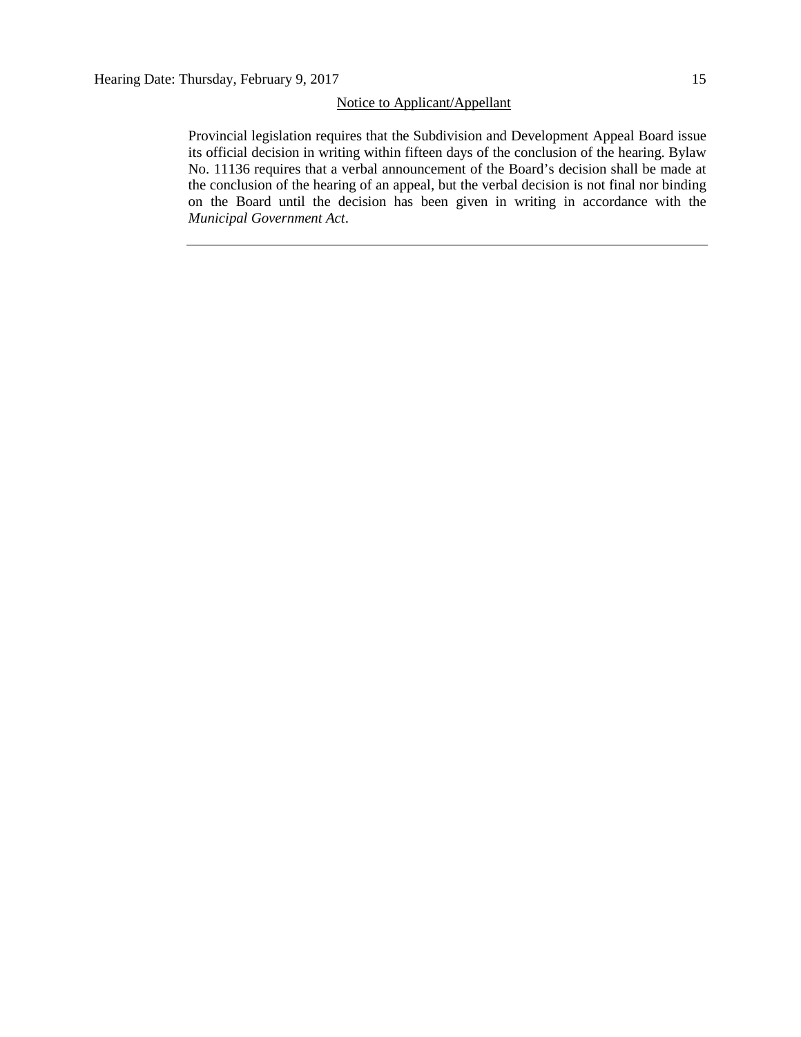Notice to Applicant/Appellant

Provincial legislation requires that the Subdivision and Development Appeal Board issue its official decision in writing within fifteen days of the conclusion of the hearing. Bylaw No. 11136 requires that a verbal announcement of the Board's decision shall be made at the conclusion of the hearing of an appeal, but the verbal decision is not final nor binding on the Board until the decision has been given in writing in accordance with the *Municipal Government Act*.

---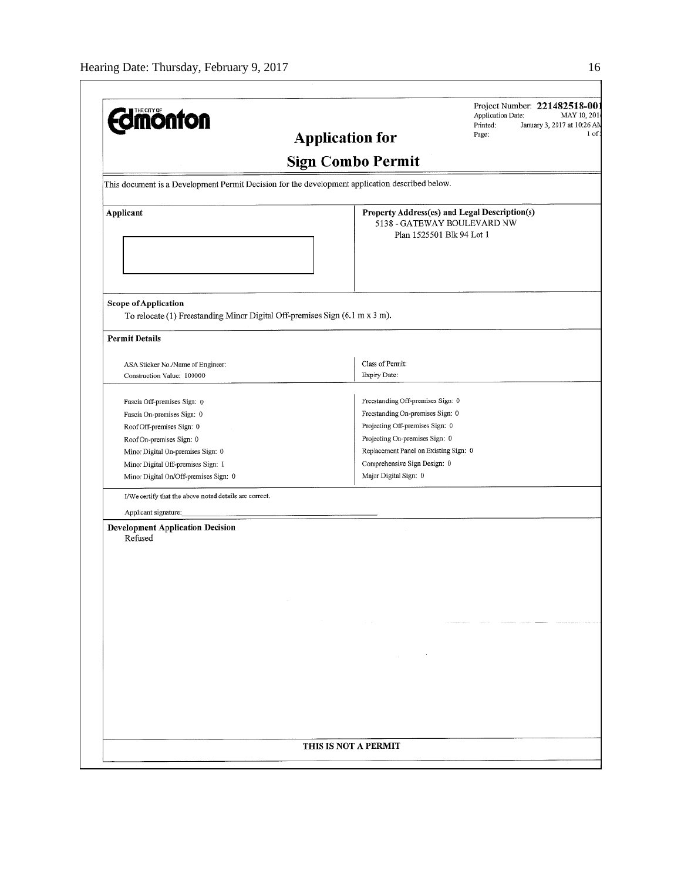**Edmonton** (THE CITY OF)

Project Number: **221482518-001**
Application Date: MAY 10, 2016
Printed: January 3, 2017 at 10:26 AM
Page: 1 of 1

## Application for

## Sign Combo Permit

This document is a Development Permit Decision for the development application described below.

| **Applicant** | **Property Address(es) and Legal Description(s)** |
|---|---|
| | 5138 - GATEWAY BOULEVARD NW<br>Plan 1525501 Blk 94 Lot 1 |

**Scope of Application**

To relocate (1) Freestanding Minor Digital Off-premises Sign (6.1 m x 3 m).

**Permit Details**

| | |
|---|---|
| ASA Sticker No./Name of Engineer: | Class of Permit: |
| Construction Value: 100000 | Expiry Date: |

| | |
|---|---|
| Fascia Off-premises Sign: 0 | Freestanding Off-premises Sign: 0 |
| Fascia On-premises Sign: 0 | Freestanding On-premises Sign: 0 |
| Roof Off-premises Sign: 0 | Projecting Off-premises Sign: 0 |
| Roof On-premises Sign: 0 | Projecting On-premises Sign: 0 |
| Minor Digital On-premises Sign: 0 | Replacement Panel on Existing Sign: 0 |
| Minor Digital Off-premises Sign: 1 | Comprehensive Sign Design: 0 |
| Minor Digital On/Off-premises Sign: 0 | Major Digital Sign: 0 |

I/We certify that the above noted details are correct.

Applicant signature:______________________________

**Development Application Decision**

Refused

**THIS IS NOT A PERMIT**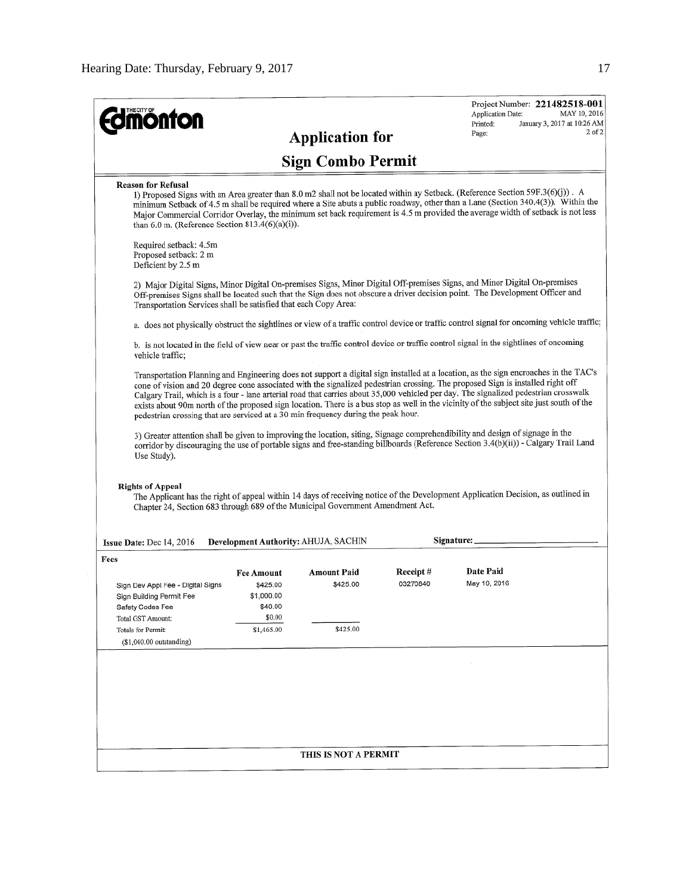THE CITY OF **Edmonton**

Project Number: **221482518-001**
Application Date: MAY 10, 2016
Printed: January 3, 2017 at 10:26 AM
Page: 2 of 2

# Application for

# Sign Combo Permit

**Reason for Refusal**

1) Proposed Signs with an Area greater than 8.0 m2 shall not be located within ay Setback. (Reference Section 59F.3(6)(j)) . A minimum Setback of 4.5 m shall be required where a Site abuts a public roadway, other than a Lane (Section 340.4(3)). Within the Major Commercial Corridor Overlay, the minimum set back requirement is 4.5 m provided the average width of setback is not less than 6.0 m. (Reference Section 813.4(6)(a)(i)).

Required setback: 4.5m
Proposed setback: 2 m
Deficient by 2.5 m

2) Major Digital Signs, Minor Digital On-premises Signs, Minor Digital Off-premises Signs, and Minor Digital On-premises Off-premises Signs shall be located such that the Sign does not obscure a driver decision point. The Development Officer and Transportation Services shall be satisfied that each Copy Area:

a. does not physically obstruct the sightlines or view of a traffic control device or traffic control signal for oncoming vehicle traffic;

b. is not located in the field of view near or past the traffic control device or traffic control signal in the sightlines of oncoming vehicle traffic;

Transportation Planning and Engineering does not support a digital sign installed at a location, as the sign encroaches in the TAC's cone of vision and 20 degree cone associated with the signalized pedestrian crossing. The proposed Sign is installed right off Calgary Trail, which is a four - lane arterial road that carries about 35,000 vehicled per day. The signalized pedestrian crosswalk exists about 90m north of the proposed sign location. There is a bus stop as well in the vicinity of the subject site just south of the pedestrian crossing that are serviced at a 30 min frequency during the peak hour.

3) Greater attention shall be given to improving the location, siting, Signage comprehendibility and design of signage in the corridor by discouraging the use of portable signs and free-standing billboards (Reference Section 3.4(b)(ii)) - Calgary Trail Land Use Study).

**Rights of Appeal**

The Applicant has the right of appeal within 14 days of receiving notice of the Development Application Decision, as outlined in Chapter 24, Section 683 through 689 of the Municipal Government Amendment Act.

**Issue Date:** Dec 14, 2016 **Development Authority:** AHUJA, SACHIN **Signature:** ____________

**Fees**

| | Fee Amount | Amount Paid | Receipt # | Date Paid |
|---|---|---|---|---|
| Sign Dev Appl Fee - Digital Signs | $425.00 | $425.00 | 03270840 | May 10, 2016 |
| Sign Building Permit Fee | $1,000.00 | | | |
| Safety Codes Fee | $40.00 | | | |
| Total GST Amount: | $0.00 | | | |
| Totals for Permit: | $1,465.00 | $425.00 | | |
| ($1,040.00 outstanding) | | | | |

THIS IS NOT A PERMIT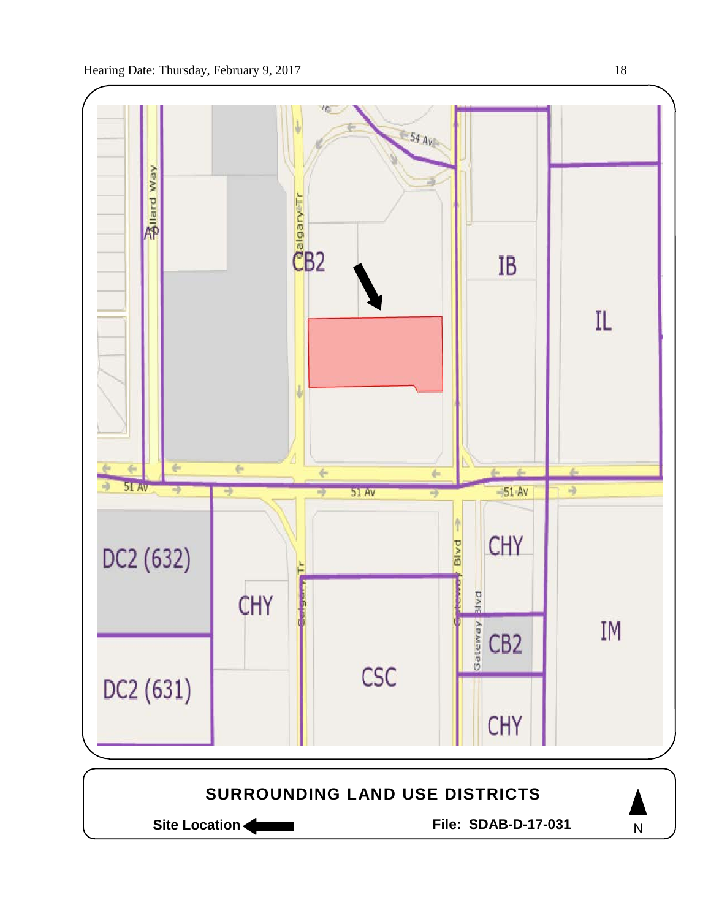Allard Way

AP

Calgary Tr

CB2

54 Av

IB

IL

51 Av

51 Av

51 Av

DC2 (632)

CHY

Calgary Tr

Gateway Blvd

Gateway Blvd

CHY

CB2

IM

CSC

DC2 (631)

CHY

**SURROUNDING LAND USE DISTRICTS**

**Site Location**

**File: SDAB-D-17-031**

N